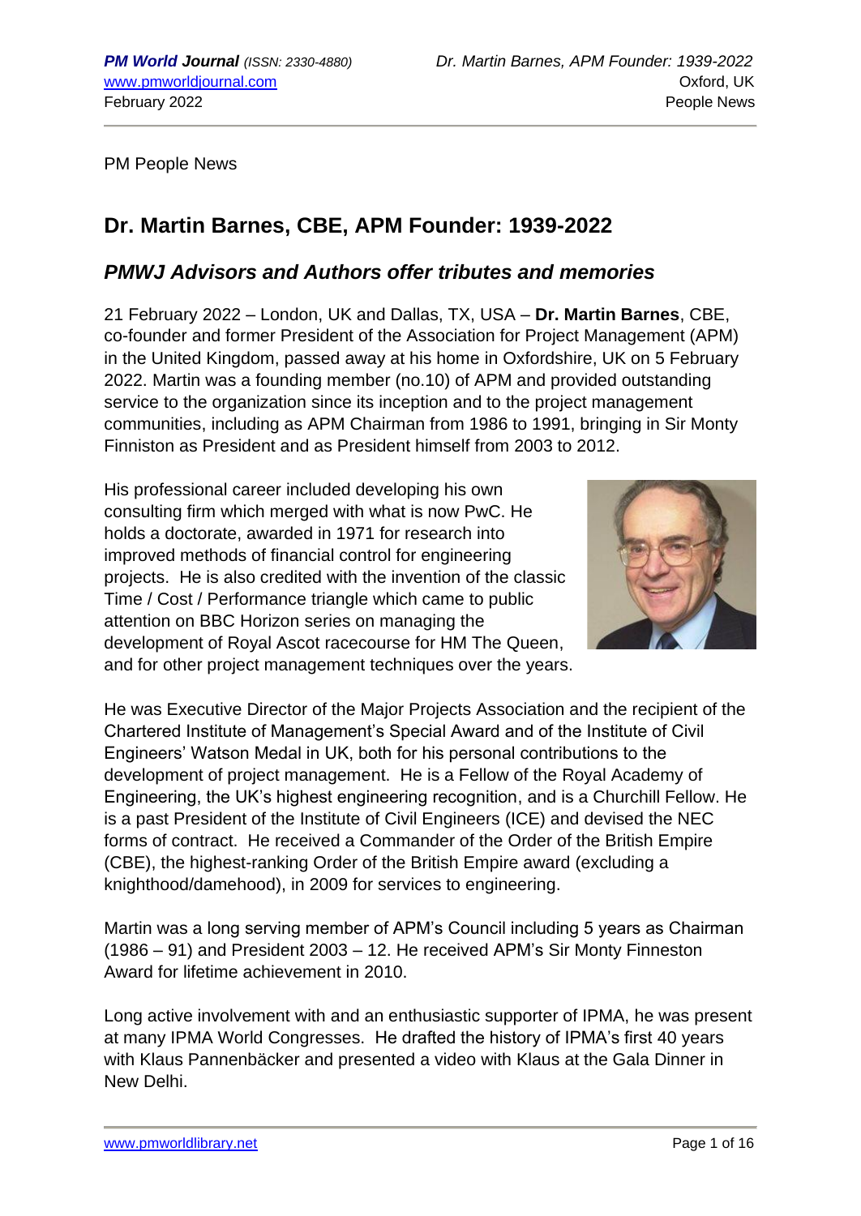PM People News

# Dr. Martin Barnes, CBE, APM Founder: 1939-2022

## *PMWJ Advisors and Authors offer tributes and memories*

21 February 2022 – London, UK and Dallas, TX, USA – **Dr. Martin Barnes**, CBE, co-founder and former President of the Association for Project Management (APM) in the United Kingdom, passed away at his home in Oxfordshire, UK on 5 February 2022. Martin was a founding member (no.10) of APM and provided outstanding service to the organization since its inception and to the project management communities, including as APM Chairman from 1986 to 1991, bringing in Sir Monty Finniston as President and as President himself from 2003 to 2012.

His professional career included developing his own consulting firm which merged with what is now PwC. He holds a doctorate, awarded in 1971 for research into improved methods of financial control for engineering projects. He is also credited with the invention of the classic Time / Cost / Performance triangle which came to public attention on BBC Horizon series on managing the development of Royal Ascot racecourse for HM The Queen, and for other project management techniques over the years.

He was Executive Director of the Major Projects Association and the recipient of the Chartered Institute of Management's Special Award and of the Institute of Civil Engineers' Watson Medal in UK, both for his personal contributions to the development of project management. He is a Fellow of the Royal Academy of Engineering, the UK's highest engineering recognition, and is a Churchill Fellow. He is a past President of the Institute of Civil Engineers (ICE) and devised the NEC forms of contract. He received a Commander of the Order of the British Empire (CBE), the highest-ranking Order of the British Empire award (excluding a knighthood/damehood), in 2009 for services to engineering.

Martin was a long serving member of APM's Council including 5 years as Chairman (1986 – 91) and President 2003 – 12. He received APM's Sir Monty Finneston Award for lifetime achievement in 2010.

Long active involvement with and an enthusiastic supporter of IPMA, he was present at many IPMA World Congresses. He drafted the history of IPMA's first 40 years with Klaus Pannenbäcker and presented a video with Klaus at the Gala Dinner in New Delhi.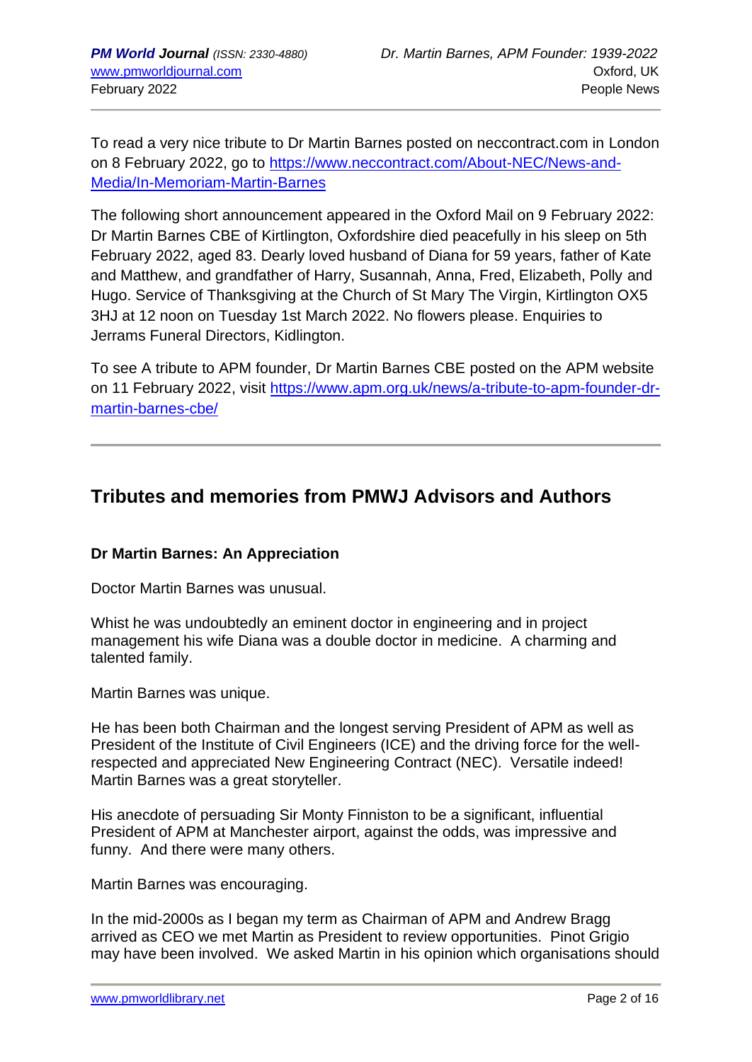To read a very nice tribute to Dr Martin Barnes posted on neccontract.com in London on 8 February 2022, go to [https://www.neccontract.com/About-NEC/News-and-Media/In-Memoriam-Martin-Barnes](https://www.neccontract.com/About-NEC/News-and-Media/In-Memoriam-Martin-Barnes)

The following short announcement appeared in the Oxford Mail on 9 February 2022: Dr Martin Barnes CBE of Kirtlington, Oxfordshire died peacefully in his sleep on 5th February 2022, aged 83. Dearly loved husband of Diana for 59 years, father of Kate and Matthew, and grandfather of Harry, Susannah, Anna, Fred, Elizabeth, Polly and Hugo. Service of Thanksgiving at the Church of St Mary The Virgin, Kirtlington OX5 3HJ at 12 noon on Tuesday 1st March 2022. No flowers please. Enquiries to Jerrams Funeral Directors, Kidlington.

To see A tribute to APM founder, Dr Martin Barnes CBE posted on the APM website on 11 February 2022, visit [https://www.apm.org.uk/news/a-tribute-to-apm-founder-dr-martin-barnes-cbe/](https://www.apm.org.uk/news/a-tribute-to-apm-founder-dr-martin-barnes-cbe/)

---

## Tributes and memories from PMWJ Advisors and Authors

**Dr Martin Barnes: An Appreciation**

Doctor Martin Barnes was unusual.

Whist he was undoubtedly an eminent doctor in engineering and in project management his wife Diana was a double doctor in medicine. A charming and talented family.

Martin Barnes was unique.

He has been both Chairman and the longest serving President of APM as well as President of the Institute of Civil Engineers (ICE) and the driving force for the well-respected and appreciated New Engineering Contract (NEC). Versatile indeed! Martin Barnes was a great storyteller.

His anecdote of persuading Sir Monty Finniston to be a significant, influential President of APM at Manchester airport, against the odds, was impressive and funny. And there were many others.

Martin Barnes was encouraging.

In the mid-2000s as I began my term as Chairman of APM and Andrew Bragg arrived as CEO we met Martin as President to review opportunities. Pinot Grigio may have been involved. We asked Martin in his opinion which organisations should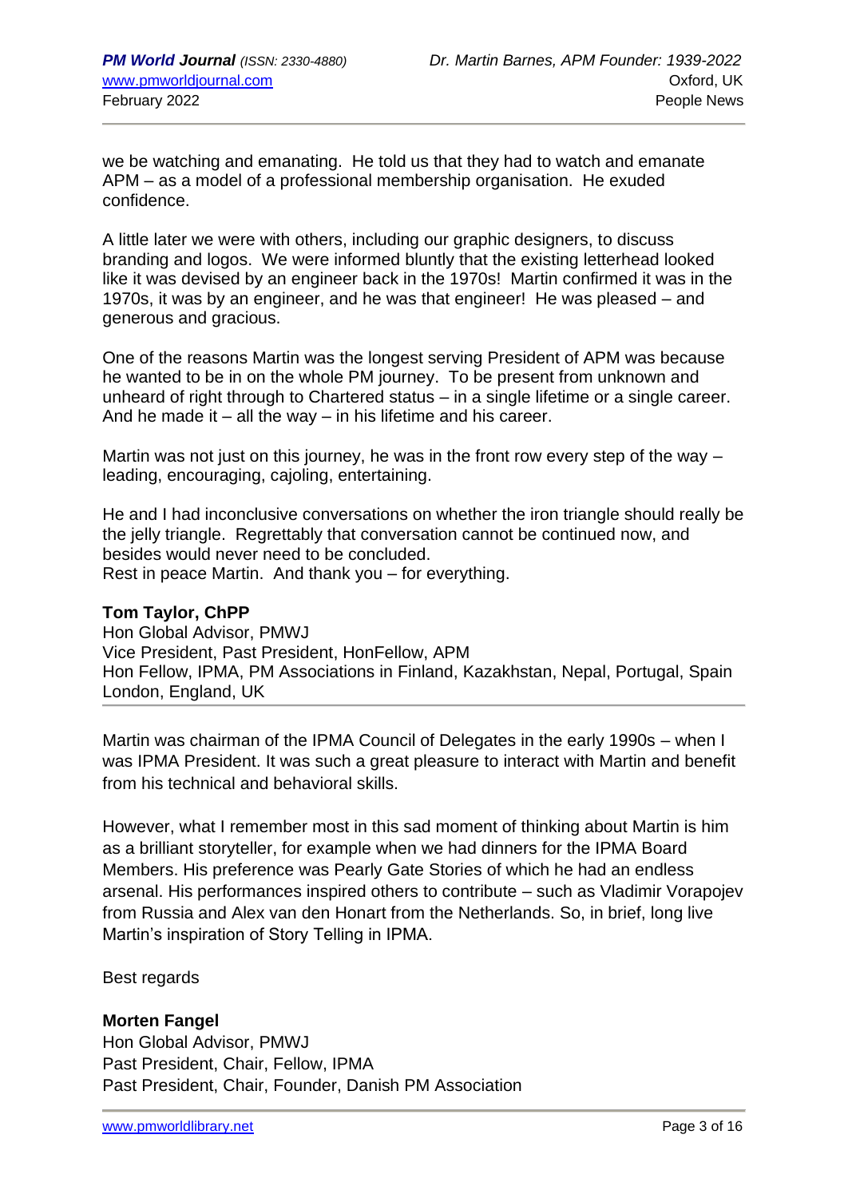we be watching and emanating. He told us that they had to watch and emanate APM – as a model of a professional membership organisation. He exuded confidence.

A little later we were with others, including our graphic designers, to discuss branding and logos. We were informed bluntly that the existing letterhead looked like it was devised by an engineer back in the 1970s! Martin confirmed it was in the 1970s, it was by an engineer, and he was that engineer! He was pleased – and generous and gracious.

One of the reasons Martin was the longest serving President of APM was because he wanted to be in on the whole PM journey. To be present from unknown and unheard of right through to Chartered status – in a single lifetime or a single career. And he made it – all the way – in his lifetime and his career.

Martin was not just on this journey, he was in the front row every step of the way – leading, encouraging, cajoling, entertaining.

He and I had inconclusive conversations on whether the iron triangle should really be the jelly triangle. Regrettably that conversation cannot be continued now, and besides would never need to be concluded.
Rest in peace Martin. And thank you – for everything.

**Tom Taylor, ChPP**
Hon Global Advisor, PMWJ
Vice President, Past President, HonFellow, APM
Hon Fellow, IPMA, PM Associations in Finland, Kazakhstan, Nepal, Portugal, Spain
London, England, UK

---

Martin was chairman of the IPMA Council of Delegates in the early 1990s – when I was IPMA President. It was such a great pleasure to interact with Martin and benefit from his technical and behavioral skills.

However, what I remember most in this sad moment of thinking about Martin is him as a brilliant storyteller, for example when we had dinners for the IPMA Board Members. His preference was Pearly Gate Stories of which he had an endless arsenal. His performances inspired others to contribute – such as Vladimir Vorapojev from Russia and Alex van den Honart from the Netherlands. So, in brief, long live Martin's inspiration of Story Telling in IPMA.

Best regards

**Morten Fangel**
Hon Global Advisor, PMWJ
Past President, Chair, Fellow, IPMA
Past President, Chair, Founder, Danish PM Association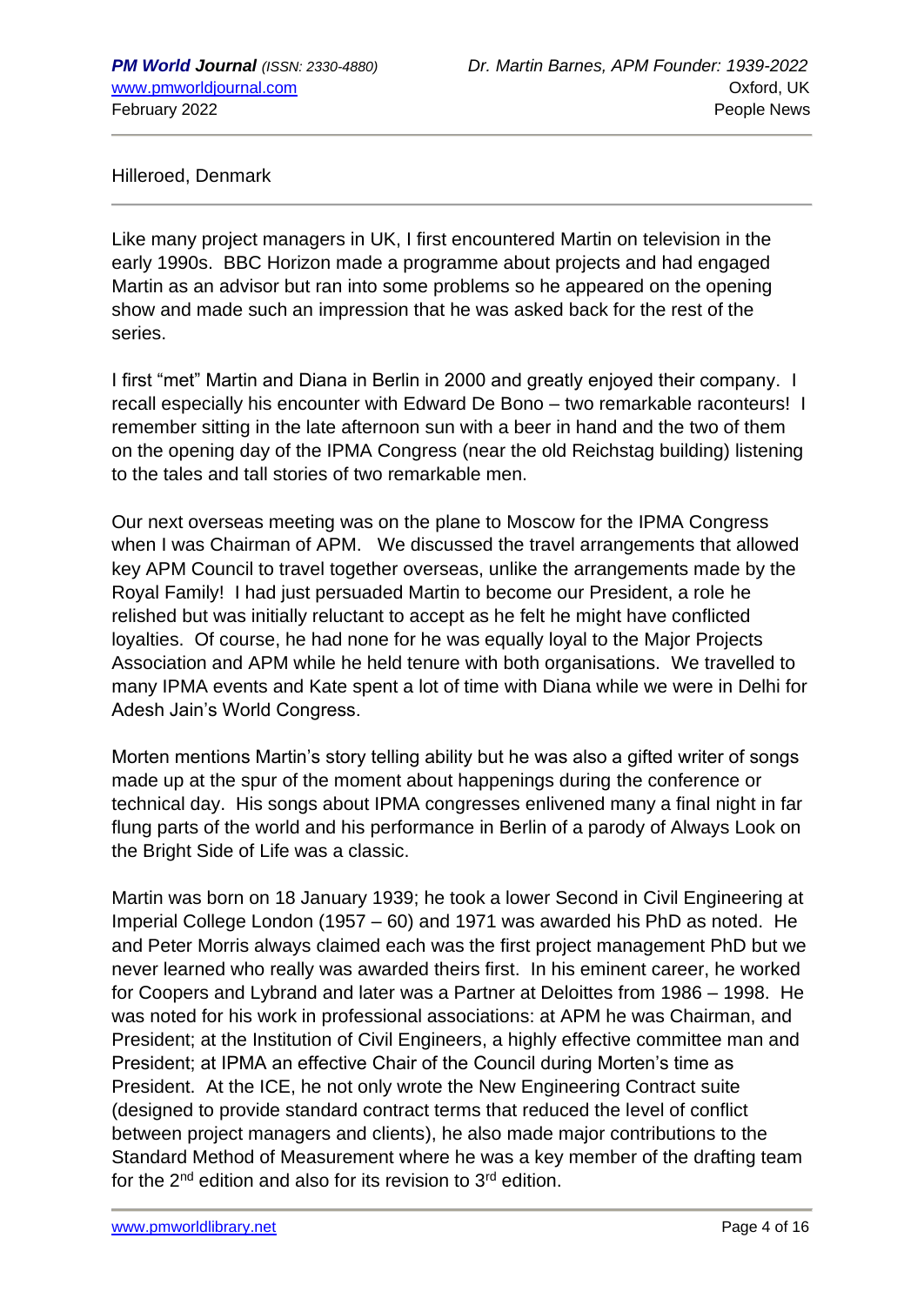Hilleroed, Denmark

---

Like many project managers in UK, I first encountered Martin on television in the early 1990s. BBC Horizon made a programme about projects and had engaged Martin as an advisor but ran into some problems so he appeared on the opening show and made such an impression that he was asked back for the rest of the series.

I first "met" Martin and Diana in Berlin in 2000 and greatly enjoyed their company. I recall especially his encounter with Edward De Bono – two remarkable raconteurs! I remember sitting in the late afternoon sun with a beer in hand and the two of them on the opening day of the IPMA Congress (near the old Reichstag building) listening to the tales and tall stories of two remarkable men.

Our next overseas meeting was on the plane to Moscow for the IPMA Congress when I was Chairman of APM. We discussed the travel arrangements that allowed key APM Council to travel together overseas, unlike the arrangements made by the Royal Family! I had just persuaded Martin to become our President, a role he relished but was initially reluctant to accept as he felt he might have conflicted loyalties. Of course, he had none for he was equally loyal to the Major Projects Association and APM while he held tenure with both organisations. We travelled to many IPMA events and Kate spent a lot of time with Diana while we were in Delhi for Adesh Jain's World Congress.

Morten mentions Martin's story telling ability but he was also a gifted writer of songs made up at the spur of the moment about happenings during the conference or technical day. His songs about IPMA congresses enlivened many a final night in far flung parts of the world and his performance in Berlin of a parody of Always Look on the Bright Side of Life was a classic.

Martin was born on 18 January 1939; he took a lower Second in Civil Engineering at Imperial College London (1957 – 60) and 1971 was awarded his PhD as noted. He and Peter Morris always claimed each was the first project management PhD but we never learned who really was awarded theirs first. In his eminent career, he worked for Coopers and Lybrand and later was a Partner at Deloittes from 1986 – 1998. He was noted for his work in professional associations: at APM he was Chairman, and President; at the Institution of Civil Engineers, a highly effective committee man and President; at IPMA an effective Chair of the Council during Morten's time as President. At the ICE, he not only wrote the New Engineering Contract suite (designed to provide standard contract terms that reduced the level of conflict between project managers and clients), he also made major contributions to the Standard Method of Measurement where he was a key member of the drafting team for the 2nd edition and also for its revision to 3rd edition.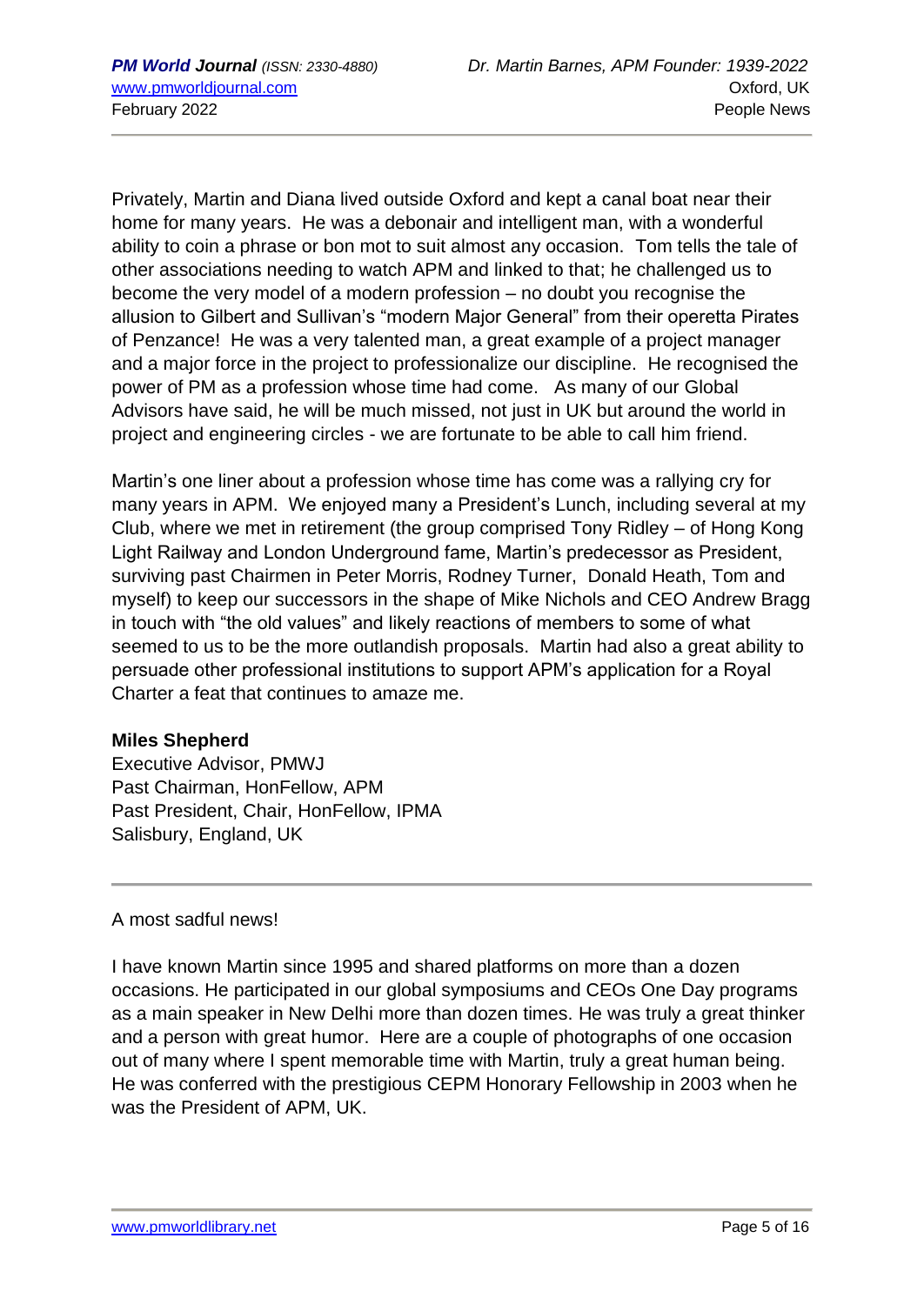Privately, Martin and Diana lived outside Oxford and kept a canal boat near their home for many years. He was a debonair and intelligent man, with a wonderful ability to coin a phrase or bon mot to suit almost any occasion. Tom tells the tale of other associations needing to watch APM and linked to that; he challenged us to become the very model of a modern profession – no doubt you recognise the allusion to Gilbert and Sullivan's "modern Major General" from their operetta Pirates of Penzance! He was a very talented man, a great example of a project manager and a major force in the project to professionalize our discipline. He recognised the power of PM as a profession whose time had come. As many of our Global Advisors have said, he will be much missed, not just in UK but around the world in project and engineering circles - we are fortunate to be able to call him friend.

Martin's one liner about a profession whose time has come was a rallying cry for many years in APM. We enjoyed many a President's Lunch, including several at my Club, where we met in retirement (the group comprised Tony Ridley – of Hong Kong Light Railway and London Underground fame, Martin's predecessor as President, surviving past Chairmen in Peter Morris, Rodney Turner, Donald Heath, Tom and myself) to keep our successors in the shape of Mike Nichols and CEO Andrew Bragg in touch with "the old values" and likely reactions of members to some of what seemed to us to be the more outlandish proposals. Martin had also a great ability to persuade other professional institutions to support APM's application for a Royal Charter a feat that continues to amaze me.

**Miles Shepherd**
Executive Advisor, PMWJ
Past Chairman, HonFellow, APM
Past President, Chair, HonFellow, IPMA
Salisbury, England, UK

---

A most sadful news!

I have known Martin since 1995 and shared platforms on more than a dozen occasions. He participated in our global symposiums and CEOs One Day programs as a main speaker in New Delhi more than dozen times. He was truly a great thinker and a person with great humor. Here are a couple of photographs of one occasion out of many where I spent memorable time with Martin, truly a great human being. He was conferred with the prestigious CEPM Honorary Fellowship in 2003 when he was the President of APM, UK.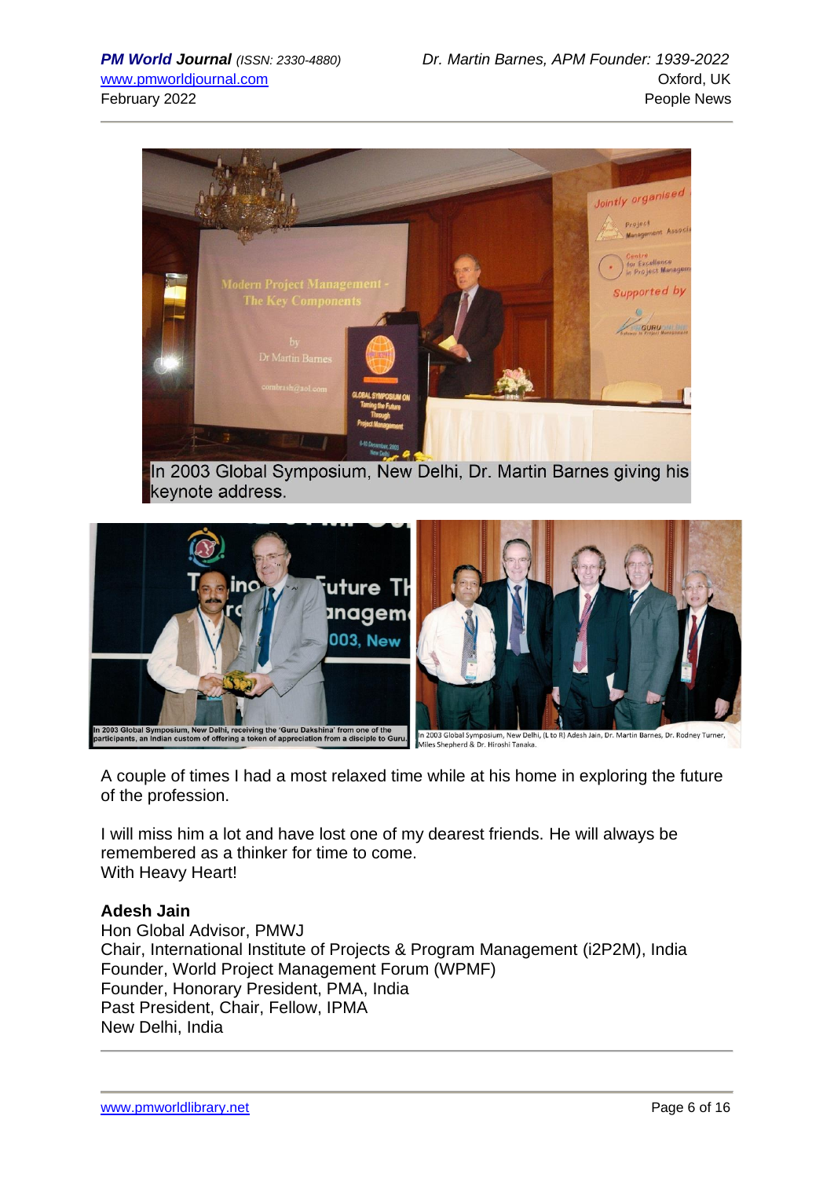In 2003 Global Symposium, New Delhi, Dr. Martin Barnes giving his keynote address.

In 2003 Global Symposium, New Delhi, receiving the 'Guru Dakshina' from one of the participants, an Indian custom of offering a token of appreciation from a disciple to Guru.

In 2003 Global Symposium, New Delhi, (L to R) Adesh Jain, Dr. Martin Barnes, Dr. Rodney Turner, Miles Shepherd & Dr. Hiroshi Tanaka.

A couple of times I had a most relaxed time while at his home in exploring the future of the profession.

I will miss him a lot and have lost one of my dearest friends. He will always be remembered as a thinker for time to come.
With Heavy Heart!

**Adesh Jain**
Hon Global Advisor, PMWJ
Chair, International Institute of Projects & Program Management (i2P2M), India
Founder, World Project Management Forum (WPMF)
Founder, Honorary President, PMA, India
Past President, Chair, Fellow, IPMA
New Delhi, India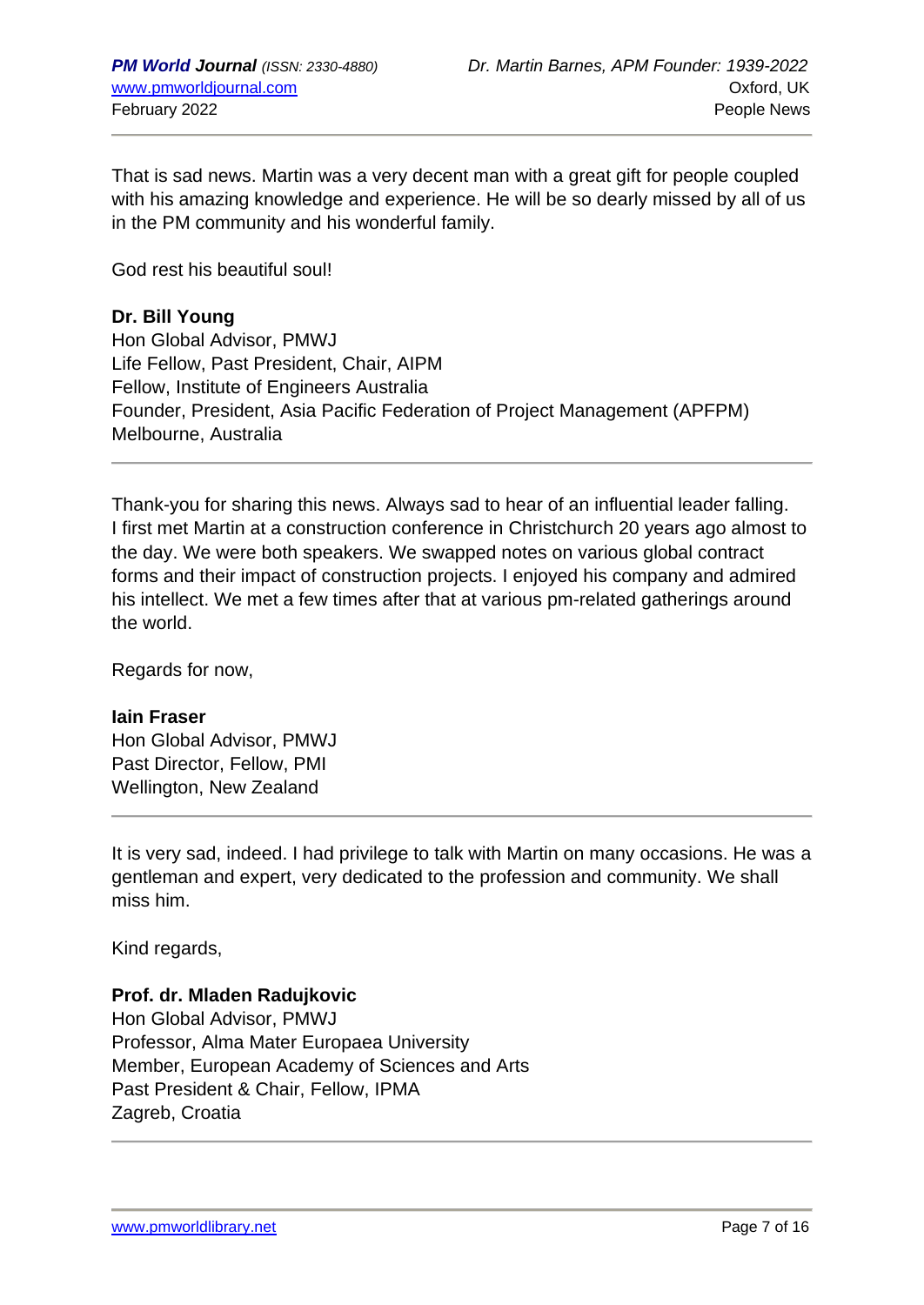That is sad news. Martin was a very decent man with a great gift for people coupled with his amazing knowledge and experience. He will be so dearly missed by all of us in the PM community and his wonderful family.

God rest his beautiful soul!

**Dr. Bill Young**
Hon Global Advisor, PMWJ
Life Fellow, Past President, Chair, AIPM
Fellow, Institute of Engineers Australia
Founder, President, Asia Pacific Federation of Project Management (APFPM)
Melbourne, Australia

---

Thank-you for sharing this news. Always sad to hear of an influential leader falling. I first met Martin at a construction conference in Christchurch 20 years ago almost to the day. We were both speakers. We swapped notes on various global contract forms and their impact of construction projects. I enjoyed his company and admired his intellect. We met a few times after that at various pm-related gatherings around the world.

Regards for now,

**Iain Fraser**
Hon Global Advisor, PMWJ
Past Director, Fellow, PMI
Wellington, New Zealand

---

It is very sad, indeed. I had privilege to talk with Martin on many occasions. He was a gentleman and expert, very dedicated to the profession and community. We shall miss him.

Kind regards,

**Prof. dr. Mladen Radujkovic**
Hon Global Advisor, PMWJ
Professor, Alma Mater Europaea University
Member, European Academy of Sciences and Arts
Past President & Chair, Fellow, IPMA
Zagreb, Croatia

---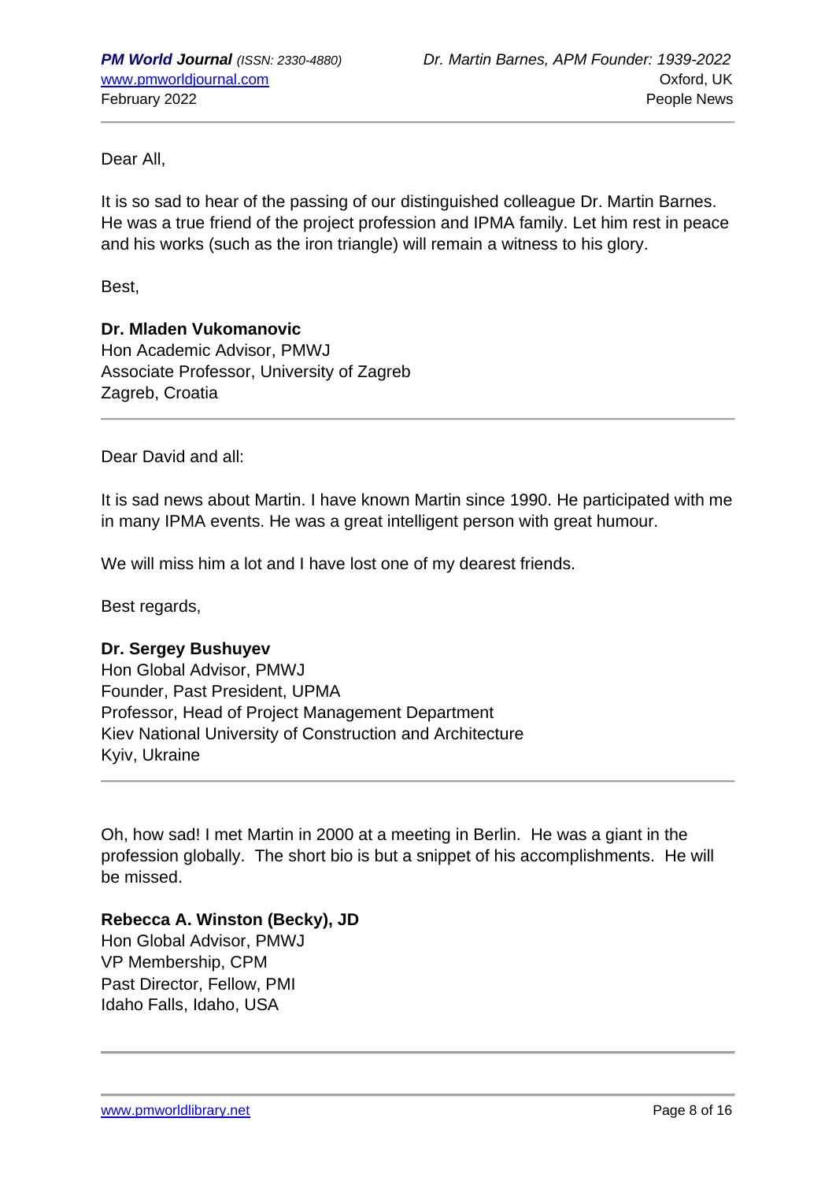Dear All,

It is so sad to hear of the passing of our distinguished colleague Dr. Martin Barnes. He was a true friend of the project profession and IPMA family. Let him rest in peace and his works (such as the iron triangle) will remain a witness to his glory.

Best,

**Dr. Mladen Vukomanovic**
Hon Academic Advisor, PMWJ
Associate Professor, University of Zagreb
Zagreb, Croatia

---

Dear David and all:

It is sad news about Martin. I have known Martin since 1990. He participated with me in many IPMA events. He was a great intelligent person with great humour.

We will miss him a lot and I have lost one of my dearest friends.

Best regards,

**Dr. Sergey Bushuyev**
Hon Global Advisor, PMWJ
Founder, Past President, UPMA
Professor, Head of Project Management Department
Kiev National University of Construction and Architecture
Kyiv, Ukraine

---

Oh, how sad! I met Martin in 2000 at a meeting in Berlin. He was a giant in the profession globally. The short bio is but a snippet of his accomplishments. He will be missed.

**Rebecca A. Winston (Becky), JD**
Hon Global Advisor, PMWJ
VP Membership, CPM
Past Director, Fellow, PMI
Idaho Falls, Idaho, USA

---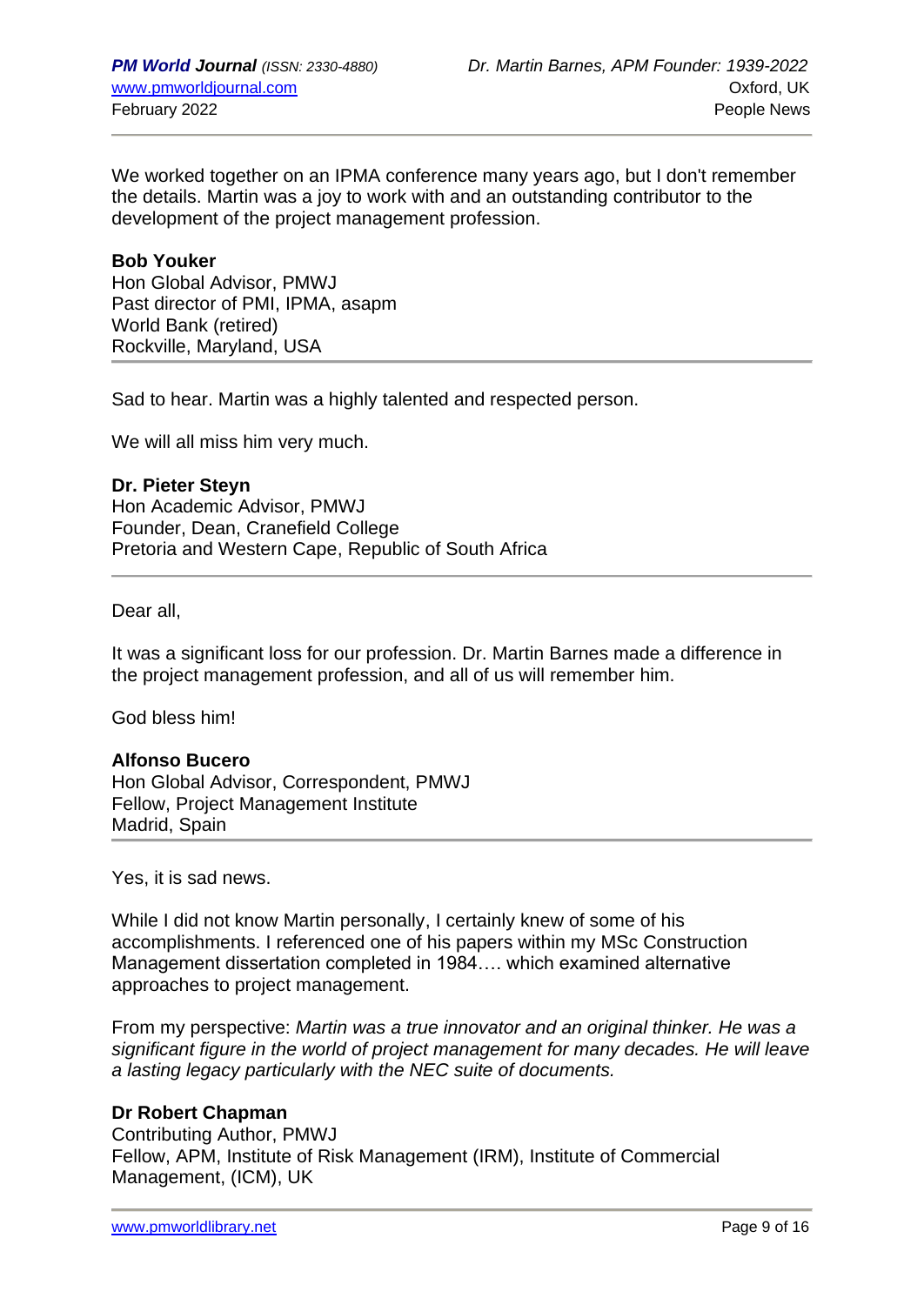We worked together on an IPMA conference many years ago, but I don't remember the details. Martin was a joy to work with and an outstanding contributor to the development of the project management profession.

**Bob Youker**
Hon Global Advisor, PMWJ
Past director of PMI, IPMA, asapm
World Bank (retired)
Rockville, Maryland, USA

---

Sad to hear. Martin was a highly talented and respected person.

We will all miss him very much.

**Dr. Pieter Steyn**
Hon Academic Advisor, PMWJ
Founder, Dean, Cranefield College
Pretoria and Western Cape, Republic of South Africa

---

Dear all,

It was a significant loss for our profession. Dr. Martin Barnes made a difference in the project management profession, and all of us will remember him.

God bless him!

**Alfonso Bucero**
Hon Global Advisor, Correspondent, PMWJ
Fellow, Project Management Institute
Madrid, Spain

---

Yes, it is sad news.

While I did not know Martin personally, I certainly knew of some of his accomplishments. I referenced one of his papers within my MSc Construction Management dissertation completed in 1984…. which examined alternative approaches to project management.

From my perspective: *Martin was a true innovator and an original thinker. He was a significant figure in the world of project management for many decades. He will leave a lasting legacy particularly with the NEC suite of documents.*

**Dr Robert Chapman**
Contributing Author, PMWJ
Fellow, APM, Institute of Risk Management (IRM), Institute of Commercial Management, (ICM), UK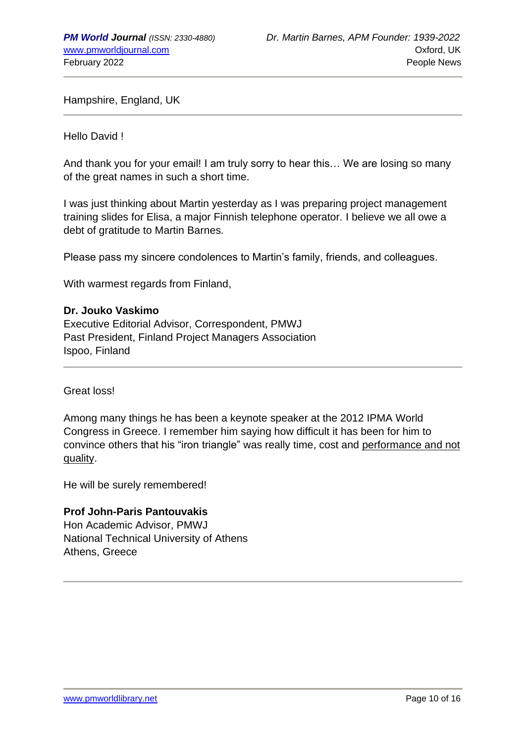Hampshire, England, UK

---

Hello David !

And thank you for your email! I am truly sorry to hear this… We are losing so many of the great names in such a short time.

I was just thinking about Martin yesterday as I was preparing project management training slides for Elisa, a major Finnish telephone operator. I believe we all owe a debt of gratitude to Martin Barnes.

Please pass my sincere condolences to Martin's family, friends, and colleagues.

With warmest regards from Finland,

**Dr. Jouko Vaskimo**
Executive Editorial Advisor, Correspondent, PMWJ
Past President, Finland Project Managers Association
Ispoo, Finland

---

Great loss!

Among many things he has been a keynote speaker at the 2012 IPMA World Congress in Greece. I remember him saying how difficult it has been for him to convince others that his "iron triangle" was really time, cost and performance and not quality.

He will be surely remembered!

**Prof John-Paris Pantouvakis**
Hon Academic Advisor, PMWJ
National Technical University of Athens
Athens, Greece

---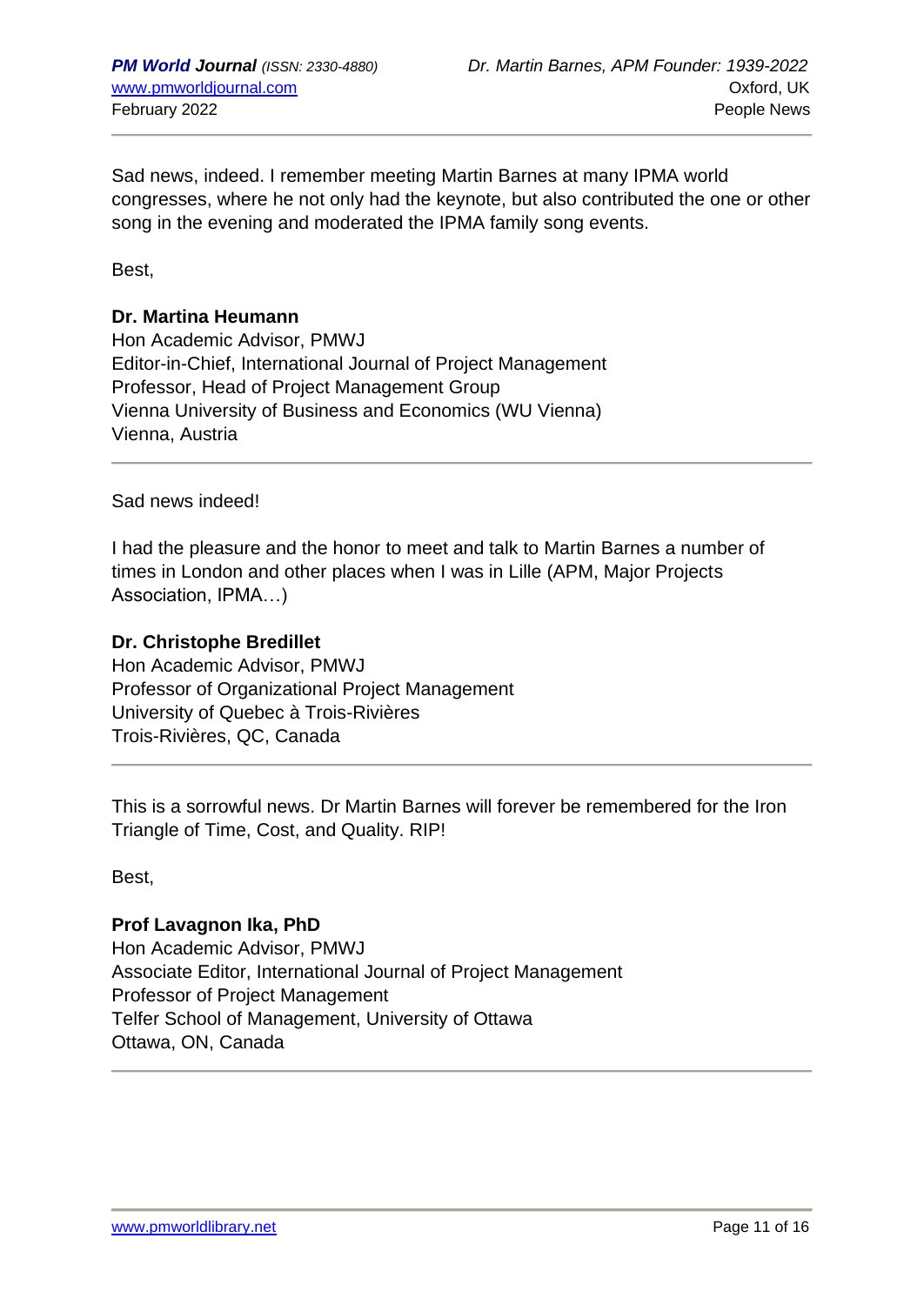Sad news, indeed. I remember meeting Martin Barnes at many IPMA world congresses, where he not only had the keynote, but also contributed the one or other song in the evening and moderated the IPMA family song events.

Best,

**Dr. Martina Huemann**
Hon Academic Advisor, PMWJ
Editor-in-Chief, International Journal of Project Management
Professor, Head of Project Management Group
Vienna University of Business and Economics (WU Vienna)
Vienna, Austria

---

Sad news indeed!

I had the pleasure and the honor to meet and talk to Martin Barnes a number of times in London and other places when I was in Lille (APM, Major Projects Association, IPMA…)

**Dr. Christophe Bredillet**
Hon Academic Advisor, PMWJ
Professor of Organizational Project Management
University of Quebec à Trois-Rivières
Trois-Rivières, QC, Canada

---

This is a sorrowful news. Dr Martin Barnes will forever be remembered for the Iron Triangle of Time, Cost, and Quality. RIP!

Best,

**Prof Lavagnon Ika, PhD**
Hon Academic Advisor, PMWJ
Associate Editor, International Journal of Project Management
Professor of Project Management
Telfer School of Management, University of Ottawa
Ottawa, ON, Canada

---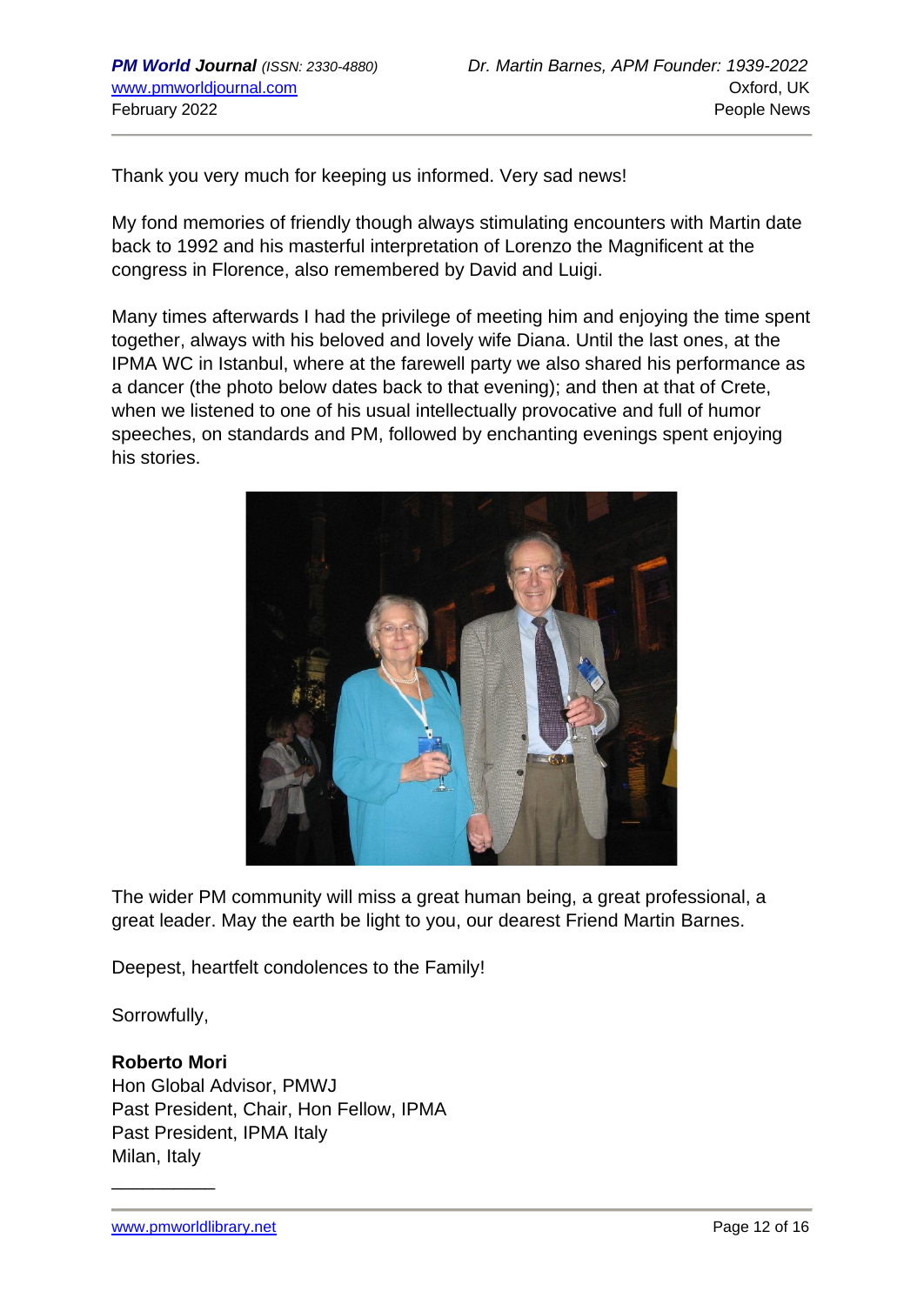Thank you very much for keeping us informed. Very sad news!

My fond memories of friendly though always stimulating encounters with Martin date back to 1992 and his masterful interpretation of Lorenzo the Magnificent at the congress in Florence, also remembered by David and Luigi.

Many times afterwards I had the privilege of meeting him and enjoying the time spent together, always with his beloved and lovely wife Diana. Until the last ones, at the IPMA WC in Istanbul, where at the farewell party we also shared his performance as a dancer (the photo below dates back to that evening); and then at that of Crete, when we listened to one of his usual intellectually provocative and full of humor speeches, on standards and PM, followed by enchanting evenings spent enjoying his stories.

The wider PM community will miss a great human being, a great professional, a great leader. May the earth be light to you, our dearest Friend Martin Barnes.

Deepest, heartfelt condolences to the Family!

Sorrowfully,

**Roberto Mori**
Hon Global Advisor, PMWJ
Past President, Chair, Hon Fellow, IPMA
Past President, IPMA Italy
Milan, Italy

__________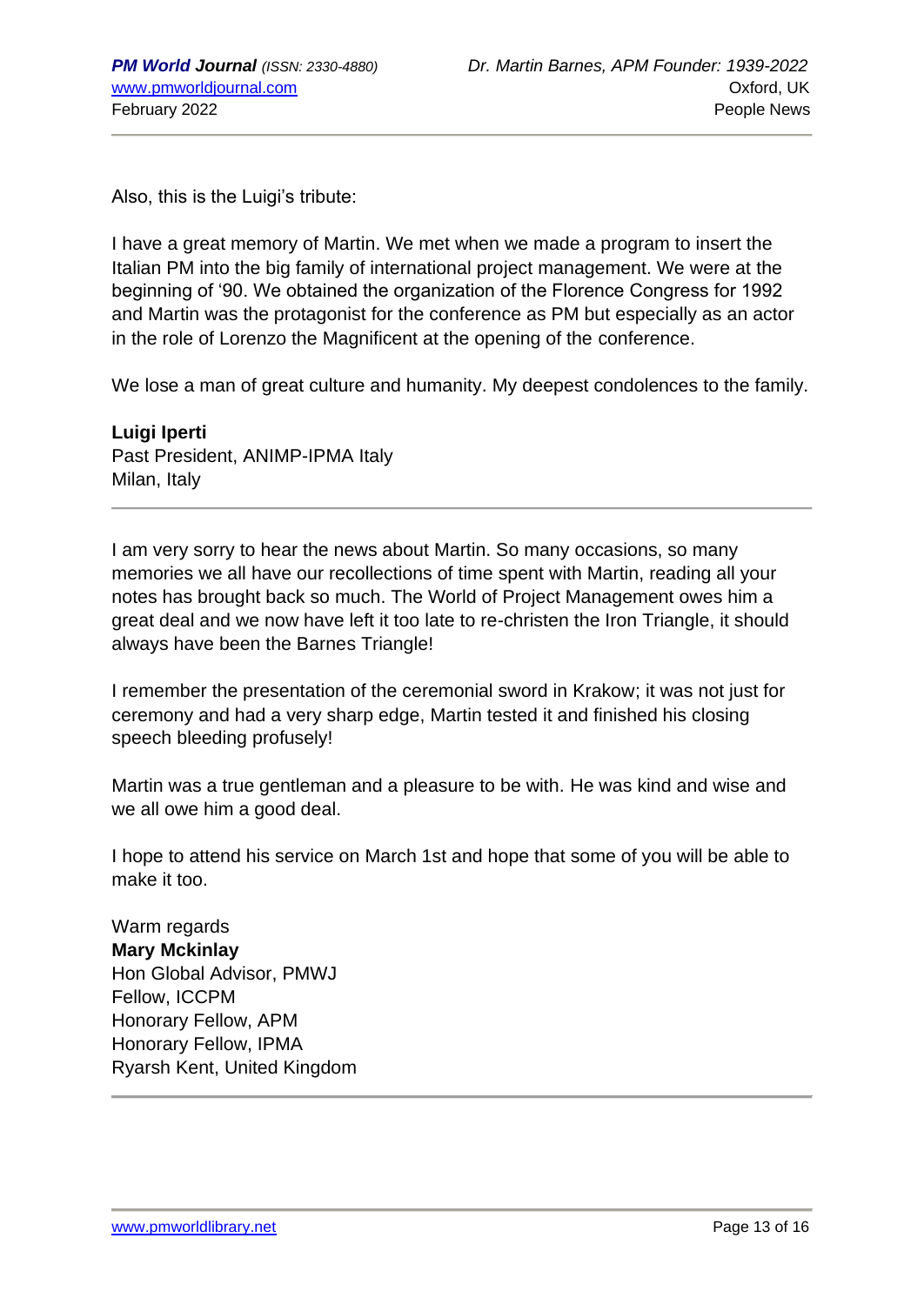Also, this is the Luigi's tribute:

I have a great memory of Martin. We met when we made a program to insert the Italian PM into the big family of international project management. We were at the beginning of '90. We obtained the organization of the Florence Congress for 1992 and Martin was the protagonist for the conference as PM but especially as an actor in the role of Lorenzo the Magnificent at the opening of the conference.

We lose a man of great culture and humanity. My deepest condolences to the family.

**Luigi Iperti**
Past President, ANIMP-IPMA Italy
Milan, Italy

---

I am very sorry to hear the news about Martin. So many occasions, so many memories we all have our recollections of time spent with Martin, reading all your notes has brought back so much. The World of Project Management owes him a great deal and we now have left it too late to re-christen the Iron Triangle, it should always have been the Barnes Triangle!

I remember the presentation of the ceremonial sword in Krakow; it was not just for ceremony and had a very sharp edge, Martin tested it and finished his closing speech bleeding profusely!

Martin was a true gentleman and a pleasure to be with. He was kind and wise and we all owe him a good deal.

I hope to attend his service on March 1st and hope that some of you will be able to make it too.

Warm regards
**Mary Mckinlay**
Hon Global Advisor, PMWJ
Fellow, ICCPM
Honorary Fellow, APM
Honorary Fellow, IPMA
Ryarsh Kent, United Kingdom

---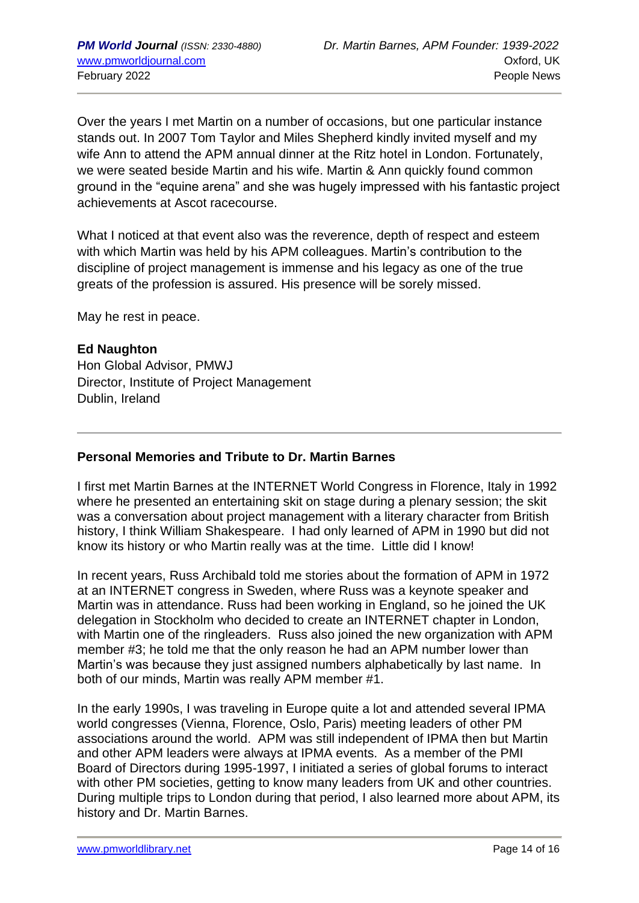Over the years I met Martin on a number of occasions, but one particular instance stands out. In 2007 Tom Taylor and Miles Shepherd kindly invited myself and my wife Ann to attend the APM annual dinner at the Ritz hotel in London. Fortunately, we were seated beside Martin and his wife. Martin & Ann quickly found common ground in the "equine arena" and she was hugely impressed with his fantastic project achievements at Ascot racecourse.

What I noticed at that event also was the reverence, depth of respect and esteem with which Martin was held by his APM colleagues. Martin's contribution to the discipline of project management is immense and his legacy as one of the true greats of the profession is assured. His presence will be sorely missed.

May he rest in peace.

**Ed Naughton**
Hon Global Advisor, PMWJ
Director, Institute of Project Management
Dublin, Ireland

---

**Personal Memories and Tribute to Dr. Martin Barnes**

I first met Martin Barnes at the INTERNET World Congress in Florence, Italy in 1992 where he presented an entertaining skit on stage during a plenary session; the skit was a conversation about project management with a literary character from British history, I think William Shakespeare. I had only learned of APM in 1990 but did not know its history or who Martin really was at the time. Little did I know!

In recent years, Russ Archibald told me stories about the formation of APM in 1972 at an INTERNET congress in Sweden, where Russ was a keynote speaker and Martin was in attendance. Russ had been working in England, so he joined the UK delegation in Stockholm who decided to create an INTERNET chapter in London, with Martin one of the ringleaders. Russ also joined the new organization with APM member #3; he told me that the only reason he had an APM number lower than Martin's was because they just assigned numbers alphabetically by last name. In both of our minds, Martin was really APM member #1.

In the early 1990s, I was traveling in Europe quite a lot and attended several IPMA world congresses (Vienna, Florence, Oslo, Paris) meeting leaders of other PM associations around the world. APM was still independent of IPMA then but Martin and other APM leaders were always at IPMA events. As a member of the PMI Board of Directors during 1995-1997, I initiated a series of global forums to interact with other PM societies, getting to know many leaders from UK and other countries. During multiple trips to London during that period, I also learned more about APM, its history and Dr. Martin Barnes.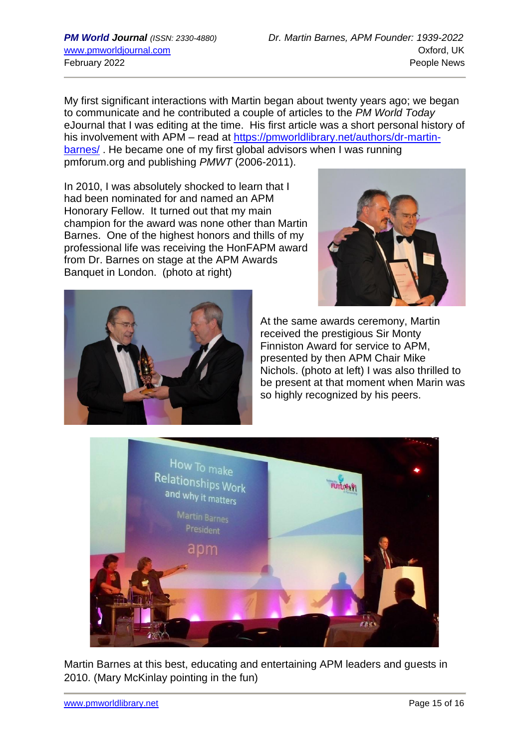My first significant interactions with Martin began about twenty years ago; we began to communicate and he contributed a couple of articles to the *PM World Today* eJournal that I was editing at the time. His first article was a short personal history of his involvement with APM – read at [https://pmworldlibrary.net/authors/dr-martin-barnes/](https://pmworldlibrary.net/authors/dr-martin-barnes/) . He became one of my first global advisors when I was running pmforum.org and publishing *PMWT* (2006-2011).

In 2010, I was absolutely shocked to learn that I had been nominated for and named an APM Honorary Fellow. It turned out that my main champion for the award was none other than Martin Barnes. One of the highest honors and thills of my professional life was receiving the HonFAPM award from Dr. Barnes on stage at the APM Awards Banquet in London. (photo at right)

At the same awards ceremony, Martin received the prestigious Sir Monty Finniston Award for service to APM, presented by then APM Chair Mike Nichols. (photo at left) I was also thrilled to be present at that moment when Marin was so highly recognized by his peers.

Martin Barnes at this best, educating and entertaining APM leaders and guests in 2010. (Mary McKinlay pointing in the fun)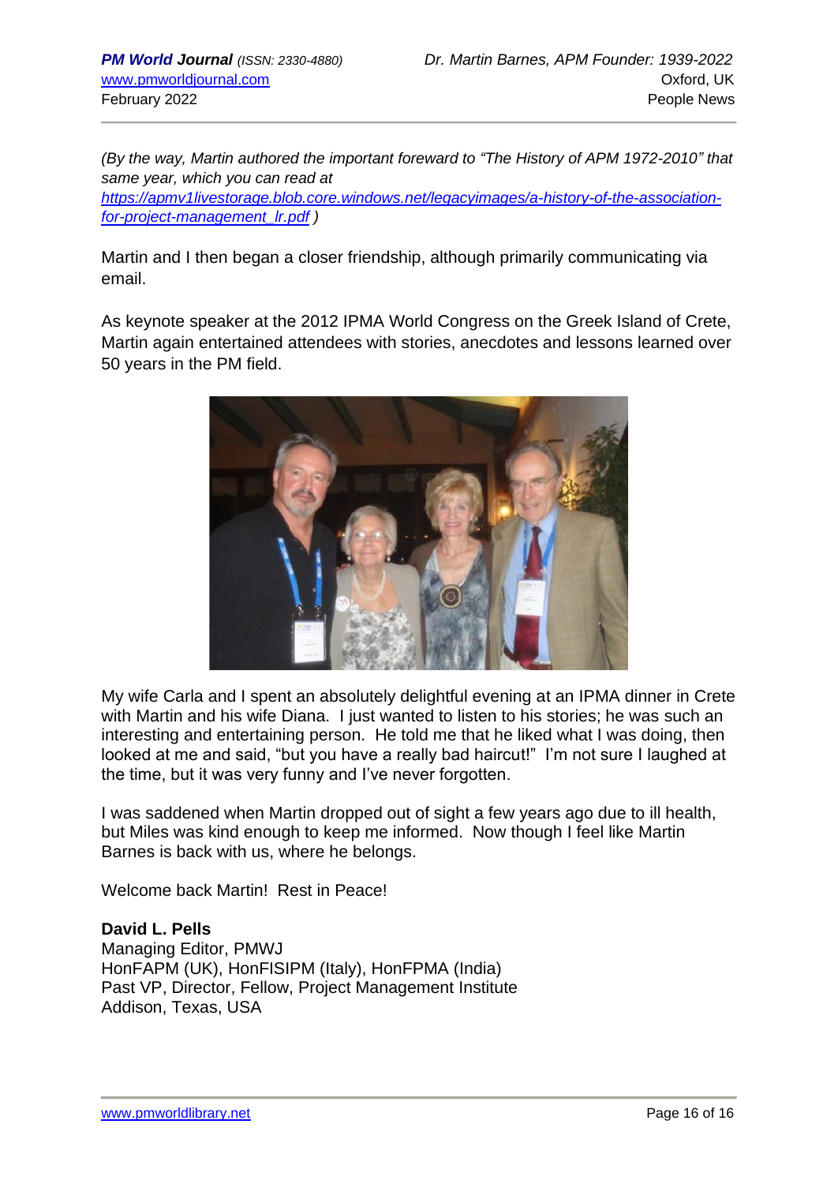*(By the way, Martin authored the important foreward to "The History of APM 1972-2010" that same year, which you can read at [https://apmv1livestorage.blob.core.windows.net/legacyimages/a-history-of-the-association-for-project-management_lr.pdf](https://apmv1livestorage.blob.core.windows.net/legacyimages/a-history-of-the-association-for-project-management_lr.pdf) )*

Martin and I then began a closer friendship, although primarily communicating via email.

As keynote speaker at the 2012 IPMA World Congress on the Greek Island of Crete, Martin again entertained attendees with stories, anecdotes and lessons learned over 50 years in the PM field.

My wife Carla and I spent an absolutely delightful evening at an IPMA dinner in Crete with Martin and his wife Diana. I just wanted to listen to his stories; he was such an interesting and entertaining person. He told me that he liked what I was doing, then looked at me and said, "but you have a really bad haircut!" I'm not sure I laughed at the time, but it was very funny and I've never forgotten.

I was saddened when Martin dropped out of sight a few years ago due to ill health, but Miles was kind enough to keep me informed. Now though I feel like Martin Barnes is back with us, where he belongs.

Welcome back Martin! Rest in Peace!

**David L. Pells**
Managing Editor, PMWJ
HonFAPM (UK), HonFISIPM (Italy), HonFPMA (India)
Past VP, Director, Fellow, Project Management Institute
Addison, Texas, USA